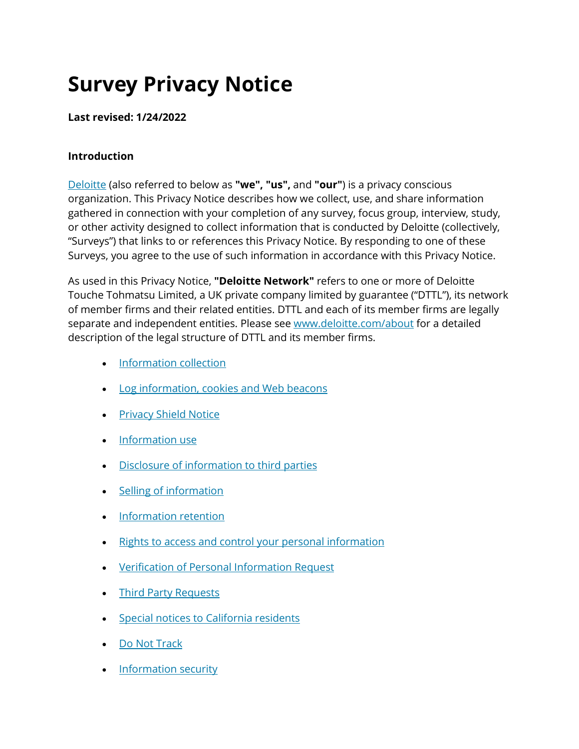# Survey Privacy Notice

**Last revised: 1/24/2022**

**Introduction**

Deloitte (also referred to below as **"we", "us",** and **"our"**) is a privacy conscious organization. This Privacy Notice describes how we collect, use, and share information gathered in connection with your completion of any survey, focus group, interview, study, or other activity designed to collect information that is conducted by Deloitte (collectively, "Surveys") that links to or references this Privacy Notice. By responding to one of these Surveys, you agree to the use of such information in accordance with this Privacy Notice.

As used in this Privacy Notice, **"Deloitte Network"** refers to one or more of Deloitte Touche Tohmatsu Limited, a UK private company limited by guarantee ("DTTL"), its network of member firms and their related entities. DTTL and each of its member firms are legally separate and independent entities. Please see www.deloitte.com/about for a detailed description of the legal structure of DTTL and its member firms.

- Information collection
- Log information, cookies and Web beacons
- Privacy Shield Notice
- Information use
- Disclosure of information to third parties
- Selling of information
- Information retention
- Rights to access and control your personal information
- Verification of Personal Information Request
- Third Party Requests
- Special notices to California residents
- Do Not Track
- Information security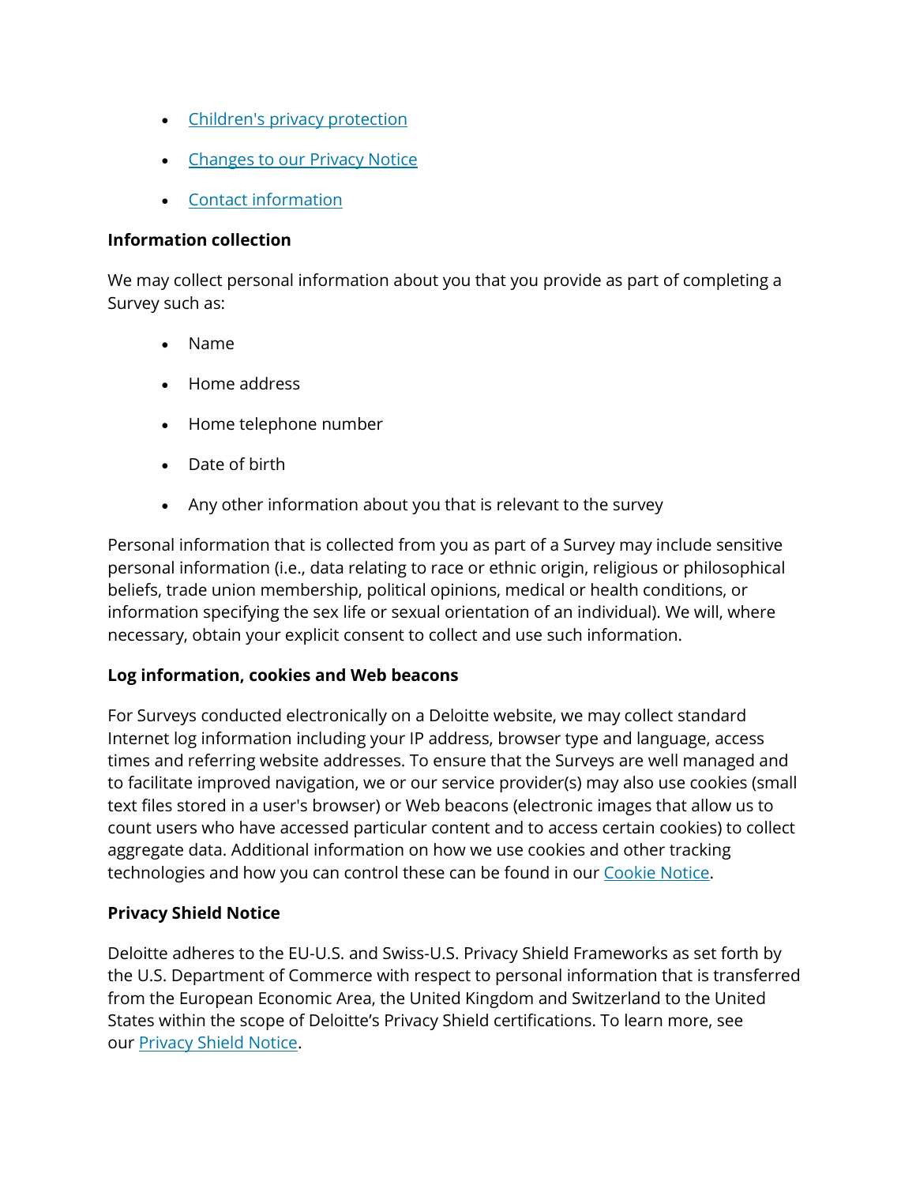- [Children's privacy protection]()
- [Changes to our Privacy Notice]()
- [Contact information]()

**Information collection**

We may collect personal information about you that you provide as part of completing a Survey such as:

- Name
- Home address
- Home telephone number
- Date of birth
- Any other information about you that is relevant to the survey

Personal information that is collected from you as part of a Survey may include sensitive personal information (i.e., data relating to race or ethnic origin, religious or philosophical beliefs, trade union membership, political opinions, medical or health conditions, or information specifying the sex life or sexual orientation of an individual). We will, where necessary, obtain your explicit consent to collect and use such information.

**Log information, cookies and Web beacons**

For Surveys conducted electronically on a Deloitte website, we may collect standard Internet log information including your IP address, browser type and language, access times and referring website addresses. To ensure that the Surveys are well managed and to facilitate improved navigation, we or our service provider(s) may also use cookies (small text files stored in a user's browser) or Web beacons (electronic images that allow us to count users who have accessed particular content and to access certain cookies) to collect aggregate data. Additional information on how we use cookies and other tracking technologies and how you can control these can be found in our [Cookie Notice]().

**Privacy Shield Notice**

Deloitte adheres to the EU-U.S. and Swiss-U.S. Privacy Shield Frameworks as set forth by the U.S. Department of Commerce with respect to personal information that is transferred from the European Economic Area, the United Kingdom and Switzerland to the United States within the scope of Deloitte's Privacy Shield certifications. To learn more, see our [Privacy Shield Notice]().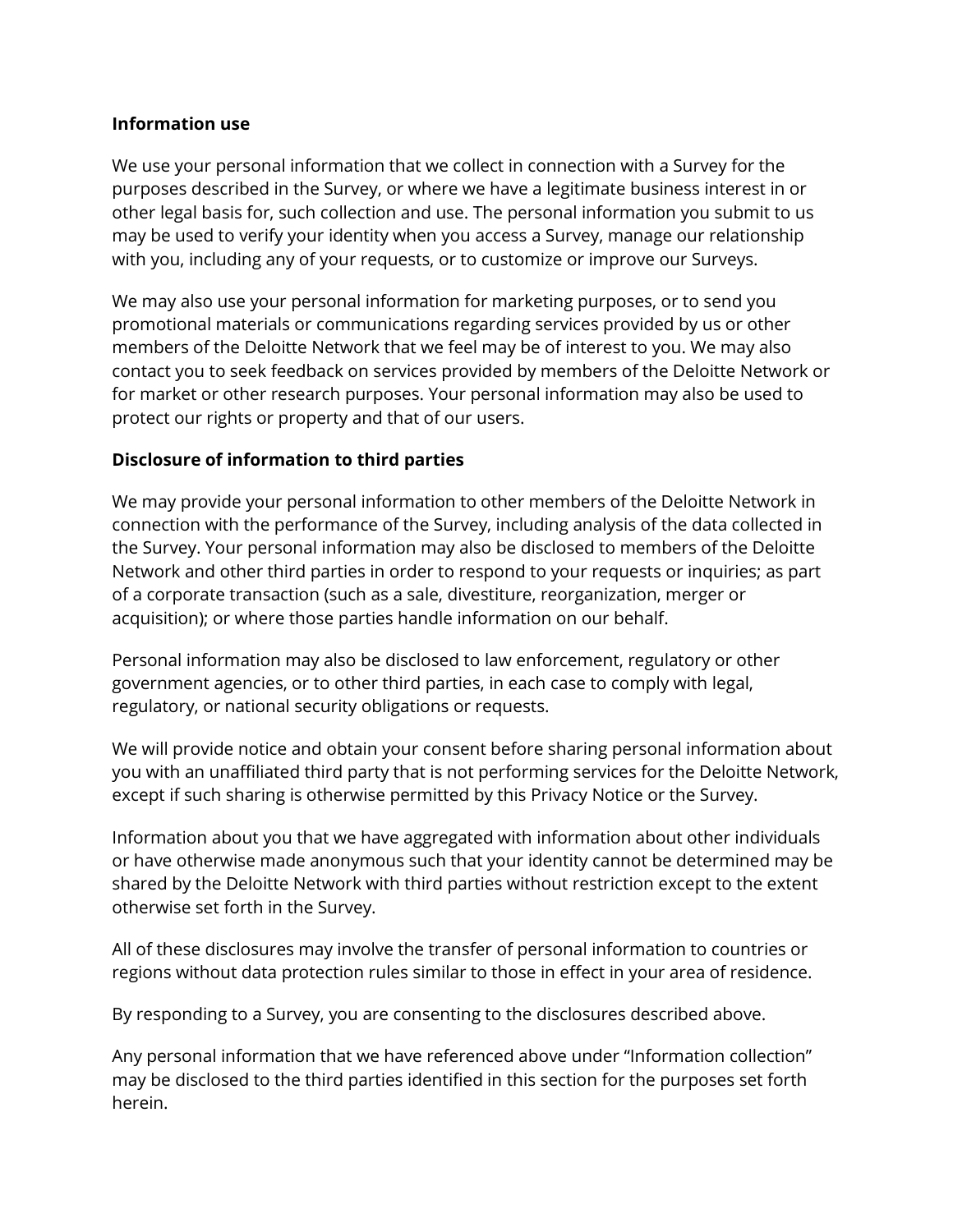**Information use**

We use your personal information that we collect in connection with a Survey for the purposes described in the Survey, or where we have a legitimate business interest in or other legal basis for, such collection and use. The personal information you submit to us may be used to verify your identity when you access a Survey, manage our relationship with you, including any of your requests, or to customize or improve our Surveys.

We may also use your personal information for marketing purposes, or to send you promotional materials or communications regarding services provided by us or other members of the Deloitte Network that we feel may be of interest to you. We may also contact you to seek feedback on services provided by members of the Deloitte Network or for market or other research purposes. Your personal information may also be used to protect our rights or property and that of our users.

**Disclosure of information to third parties**

We may provide your personal information to other members of the Deloitte Network in connection with the performance of the Survey, including analysis of the data collected in the Survey. Your personal information may also be disclosed to members of the Deloitte Network and other third parties in order to respond to your requests or inquiries; as part of a corporate transaction (such as a sale, divestiture, reorganization, merger or acquisition); or where those parties handle information on our behalf.

Personal information may also be disclosed to law enforcement, regulatory or other government agencies, or to other third parties, in each case to comply with legal, regulatory, or national security obligations or requests.

We will provide notice and obtain your consent before sharing personal information about you with an unaffiliated third party that is not performing services for the Deloitte Network, except if such sharing is otherwise permitted by this Privacy Notice or the Survey.

Information about you that we have aggregated with information about other individuals or have otherwise made anonymous such that your identity cannot be determined may be shared by the Deloitte Network with third parties without restriction except to the extent otherwise set forth in the Survey.

All of these disclosures may involve the transfer of personal information to countries or regions without data protection rules similar to those in effect in your area of residence.

By responding to a Survey, you are consenting to the disclosures described above.

Any personal information that we have referenced above under "Information collection" may be disclosed to the third parties identified in this section for the purposes set forth herein.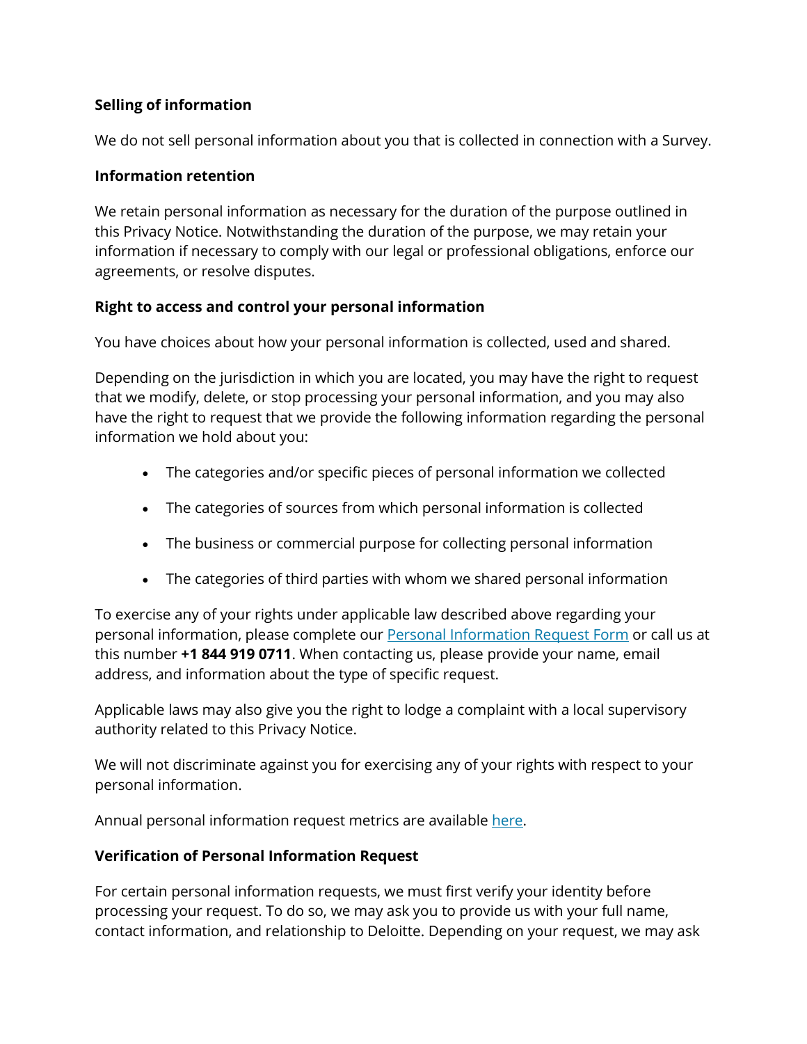**Selling of information**

We do not sell personal information about you that is collected in connection with a Survey.

**Information retention**

We retain personal information as necessary for the duration of the purpose outlined in this Privacy Notice. Notwithstanding the duration of the purpose, we may retain your information if necessary to comply with our legal or professional obligations, enforce our agreements, or resolve disputes.

**Right to access and control your personal information**

You have choices about how your personal information is collected, used and shared.

Depending on the jurisdiction in which you are located, you may have the right to request that we modify, delete, or stop processing your personal information, and you may also have the right to request that we provide the following information regarding the personal information we hold about you:

- The categories and/or specific pieces of personal information we collected
- The categories of sources from which personal information is collected
- The business or commercial purpose for collecting personal information
- The categories of third parties with whom we shared personal information

To exercise any of your rights under applicable law described above regarding your personal information, please complete our Personal Information Request Form or call us at this number **+1 844 919 0711**. When contacting us, please provide your name, email address, and information about the type of specific request.

Applicable laws may also give you the right to lodge a complaint with a local supervisory authority related to this Privacy Notice.

We will not discriminate against you for exercising any of your rights with respect to your personal information.

Annual personal information request metrics are available here.

**Verification of Personal Information Request**

For certain personal information requests, we must first verify your identity before processing your request. To do so, we may ask you to provide us with your full name, contact information, and relationship to Deloitte. Depending on your request, we may ask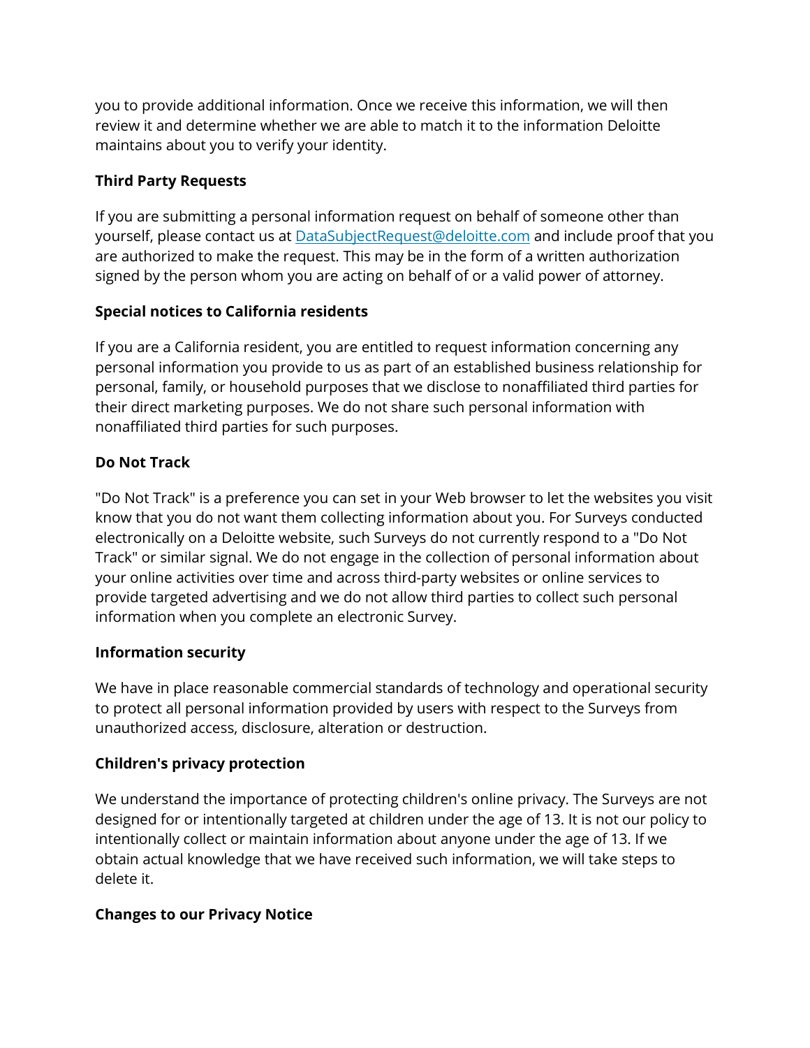you to provide additional information. Once we receive this information, we will then review it and determine whether we are able to match it to the information Deloitte maintains about you to verify your identity.

**Third Party Requests**

If you are submitting a personal information request on behalf of someone other than yourself, please contact us at [DataSubjectRequest@deloitte.com](mailto:DataSubjectRequest@deloitte.com) and include proof that you are authorized to make the request. This may be in the form of a written authorization signed by the person whom you are acting on behalf of or a valid power of attorney.

**Special notices to California residents**

If you are a California resident, you are entitled to request information concerning any personal information you provide to us as part of an established business relationship for personal, family, or household purposes that we disclose to nonaffiliated third parties for their direct marketing purposes. We do not share such personal information with nonaffiliated third parties for such purposes.

**Do Not Track**

"Do Not Track" is a preference you can set in your Web browser to let the websites you visit know that you do not want them collecting information about you. For Surveys conducted electronically on a Deloitte website, such Surveys do not currently respond to a "Do Not Track" or similar signal. We do not engage in the collection of personal information about your online activities over time and across third-party websites or online services to provide targeted advertising and we do not allow third parties to collect such personal information when you complete an electronic Survey.

**Information security**

We have in place reasonable commercial standards of technology and operational security to protect all personal information provided by users with respect to the Surveys from unauthorized access, disclosure, alteration or destruction.

**Children's privacy protection**

We understand the importance of protecting children's online privacy. The Surveys are not designed for or intentionally targeted at children under the age of 13. It is not our policy to intentionally collect or maintain information about anyone under the age of 13. If we obtain actual knowledge that we have received such information, we will take steps to delete it.

**Changes to our Privacy Notice**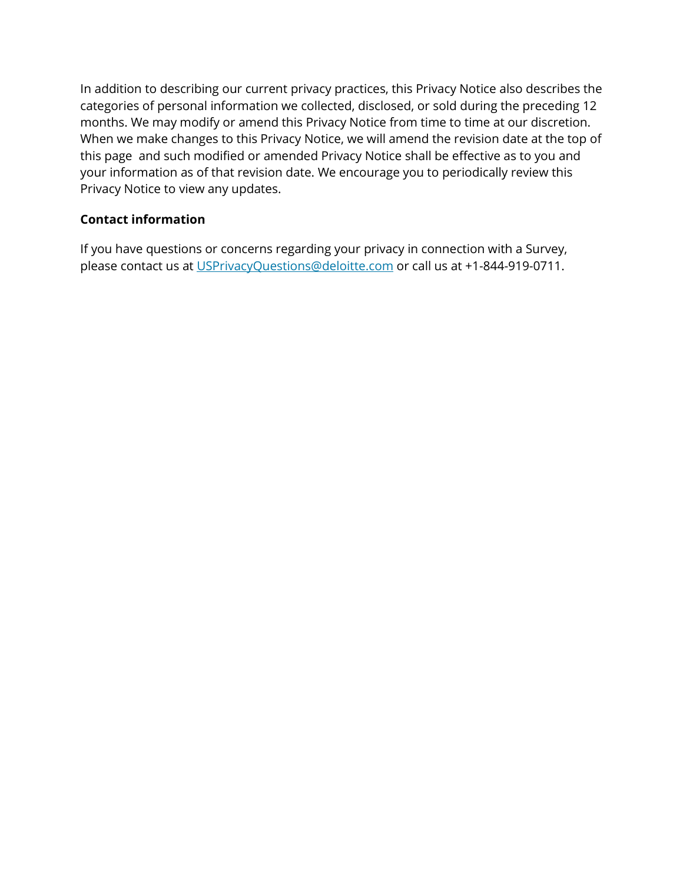In addition to describing our current privacy practices, this Privacy Notice also describes the categories of personal information we collected, disclosed, or sold during the preceding 12 months. We may modify or amend this Privacy Notice from time to time at our discretion. When we make changes to this Privacy Notice, we will amend the revision date at the top of this page and such modified or amended Privacy Notice shall be effective as to you and your information as of that revision date. We encourage you to periodically review this Privacy Notice to view any updates.

**Contact information**

If you have questions or concerns regarding your privacy in connection with a Survey, please contact us at [USPrivacyQuestions@deloitte.com](mailto:USPrivacyQuestions@deloitte.com) or call us at +1-844-919-0711.